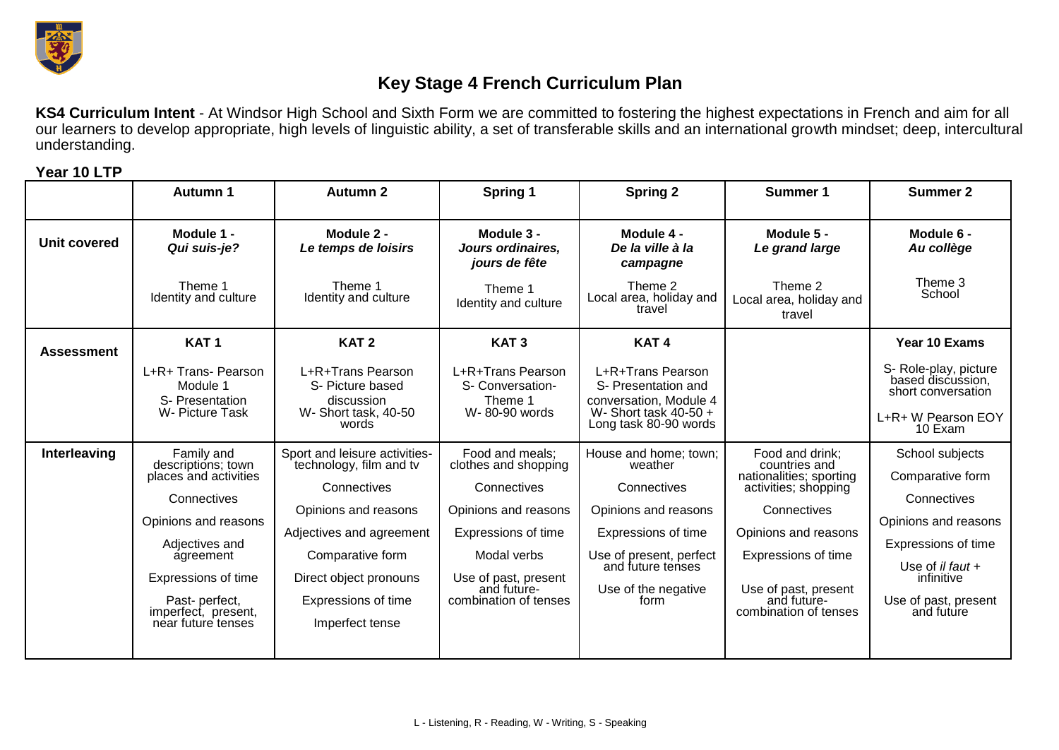# Key Stage 4 French Curriculum Plan

**KS4 Curriculum Intent** - At Windsor High School and Sixth Form we are committed to fostering the highest expectations in French and aim for all our learners to develop appropriate, high levels of linguistic ability, a set of transferable skills and an international growth mindset; deep, intercultural understanding.

**Year 10 LTP**

| | Autumn 1 | Autumn 2 | Spring 1 | Spring 2 | Summer 1 | Summer 2 |
|---|---|---|---|---|---|---|
| **Unit covered** | **Module 1 -** ***Qui suis-je?*** <br><br> Theme 1 Identity and culture | **Module 2 -** ***Le temps de loisirs*** <br><br> Theme 1 Identity and culture | **Module 3 -** ***Jours ordinaires, jours de fête*** <br><br> Theme 1 Identity and culture | **Module 4 -** ***De la ville à la campagne*** <br><br> Theme 2 Local area, holiday and travel | **Module 5 -** ***Le grand large*** <br><br> Theme 2 Local area, holiday and travel | **Module 6 -** ***Au collège*** <br><br> Theme 3 School |
| **Assessment** | **KAT 1** <br><br> L+R+ Trans- Pearson Module 1 <br> S- Presentation <br> W- Picture Task | **KAT 2** <br><br> L+R+Trans Pearson <br> S- Picture based discussion <br> W- Short task, 40-50 words | **KAT 3** <br><br> L+R+Trans Pearson <br> S- Conversation- Theme 1 <br> W- 80-90 words | **KAT 4** <br><br> L+R+Trans Pearson <br> S- Presentation and conversation, Module 4 <br> W- Short task 40-50 + Long task 80-90 words | | **Year 10 Exams** <br><br> S- Role-play, picture based discussion, short conversation <br><br> L+R+ W Pearson EOY 10 Exam |
| **Interleaving** | Family and descriptions; town places and activities <br><br> Connectives <br><br> Opinions and reasons <br><br> Adjectives and agreement <br><br> Expressions of time <br><br> Past- perfect, imperfect, present, near future tenses | Sport and leisure activities- technology, film and tv <br><br> Connectives <br><br> Opinions and reasons <br><br> Adjectives and agreement <br><br> Comparative form <br><br> Direct object pronouns <br><br> Expressions of time <br><br> Imperfect tense | Food and meals; clothes and shopping <br><br> Connectives <br><br> Opinions and reasons <br><br> Expressions of time <br><br> Modal verbs <br><br> Use of past, present and future- combination of tenses | House and home; town; weather <br><br> Connectives <br><br> Opinions and reasons <br><br> Expressions of time <br><br> Use of present, perfect and future tenses <br><br> Use of the negative form | Food and drink; countries and nationalities; sporting activities; shopping <br><br> Connectives <br><br> Opinions and reasons <br><br> Expressions of time <br><br> Use of past, present and future- combination of tenses | School subjects <br><br> Comparative form <br><br> Connectives <br><br> Opinions and reasons <br><br> Expressions of time <br><br> Use of *il faut* + infinitive <br><br> Use of past, present and future |

L - Listening, R - Reading, W - Writing, S - Speaking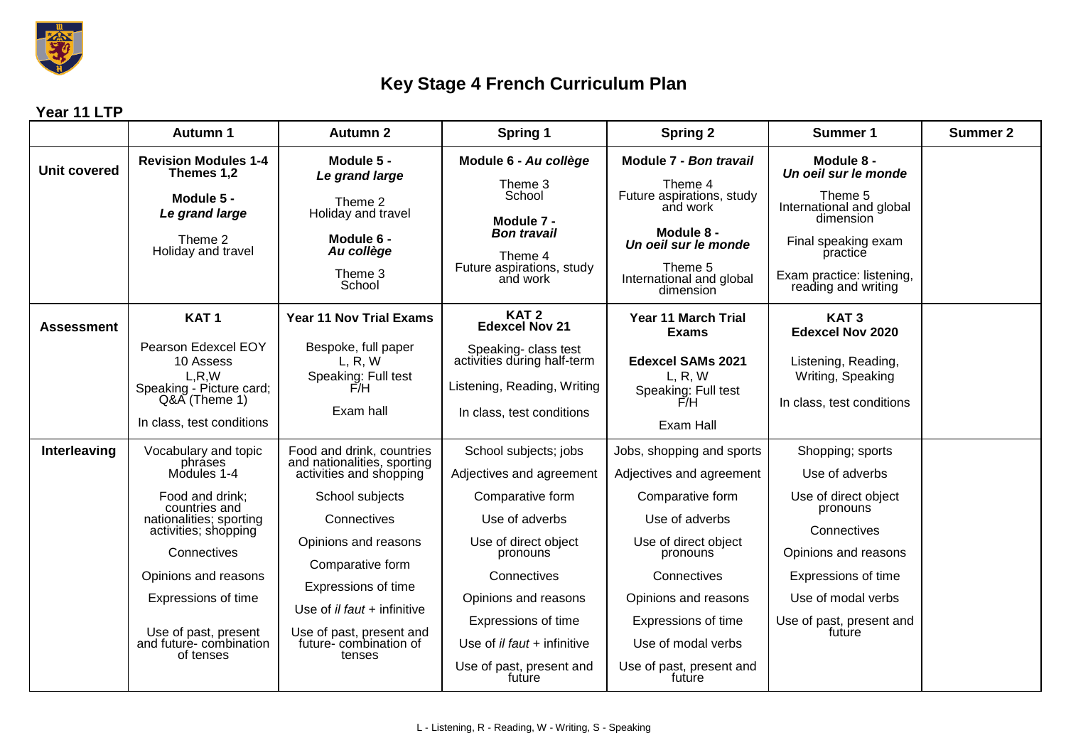# Key Stage 4 French Curriculum Plan

**Year 11 LTP**

| | Autumn 1 | Autumn 2 | Spring 1 | Spring 2 | Summer 1 | Summer 2 |
|---|---|---|---|---|---|---|
| **Unit covered** | **Revision Modules 1-4 Themes 1,2**<br><br>**Module 5 -** ***Le grand large***<br><br>Theme 2 Holiday and travel | **Module 5 -** ***Le grand large***<br><br>Theme 2 Holiday and travel<br><br>**Module 6 -** ***Au collège***<br><br>Theme 3 School | **Module 6 - *Au collège***<br><br>Theme 3 School<br><br>**Module 7 -** ***Bon travail***<br><br>Theme 4 Future aspirations, study and work | **Module 7 - *Bon travail***<br><br>Theme 4 Future aspirations, study and work<br><br>**Module 8 -** ***Un oeil sur le monde***<br><br>Theme 5 International and global dimension | **Module 8 -** ***Un oeil sur le monde***<br><br>Theme 5 International and global dimension<br><br>Final speaking exam practice<br><br>Exam practice: listening, reading and writing | |
| **Assessment** | **KAT 1**<br><br>Pearson Edexcel EOY 10 Assess L,R,W Speaking - Picture card; Q&A (Theme 1)<br><br>In class, test conditions | **Year 11 Nov Trial Exams**<br><br>Bespoke, full paper L, R, W Speaking: Full test F/H<br><br>Exam hall | **KAT 2 Edexcel Nov 21**<br><br>Speaking- class test activities during half-term<br><br>Listening, Reading, Writing<br><br>In class, test conditions | **Year 11 March Trial Exams**<br><br>**Edexcel SAMs 2021** L, R, W Speaking: Full test F/H<br><br>Exam Hall | **KAT 3 Edexcel Nov 2020**<br><br>Listening, Reading, Writing, Speaking<br><br>In class, test conditions | |
| **Interleaving** | Vocabulary and topic phrases Modules 1-4<br><br>Food and drink; countries and nationalities; sporting activities; shopping<br><br>Connectives<br><br>Opinions and reasons<br><br>Expressions of time<br><br>Use of past, present and future- combination of tenses | Food and drink, countries and nationalities, sporting activities and shopping<br><br>School subjects<br><br>Connectives<br><br>Opinions and reasons<br><br>Comparative form<br><br>Expressions of time<br><br>Use of *il faut* + infinitive<br><br>Use of past, present and future- combination of tenses | School subjects; jobs<br><br>Adjectives and agreement<br><br>Comparative form<br><br>Use of adverbs<br><br>Use of direct object pronouns<br><br>Connectives<br><br>Opinions and reasons<br><br>Expressions of time<br><br>Use of *il faut* + infinitive<br><br>Use of past, present and future | Jobs, shopping and sports<br><br>Adjectives and agreement<br><br>Comparative form<br><br>Use of adverbs<br><br>Use of direct object pronouns<br><br>Connectives<br><br>Opinions and reasons<br><br>Expressions of time<br><br>Use of modal verbs<br><br>Use of past, present and future | Shopping; sports<br><br>Use of adverbs<br><br>Use of direct object pronouns<br><br>Connectives<br><br>Opinions and reasons<br><br>Expressions of time<br><br>Use of modal verbs<br><br>Use of past, present and future | |

L - Listening, R - Reading, W - Writing, S - Speaking